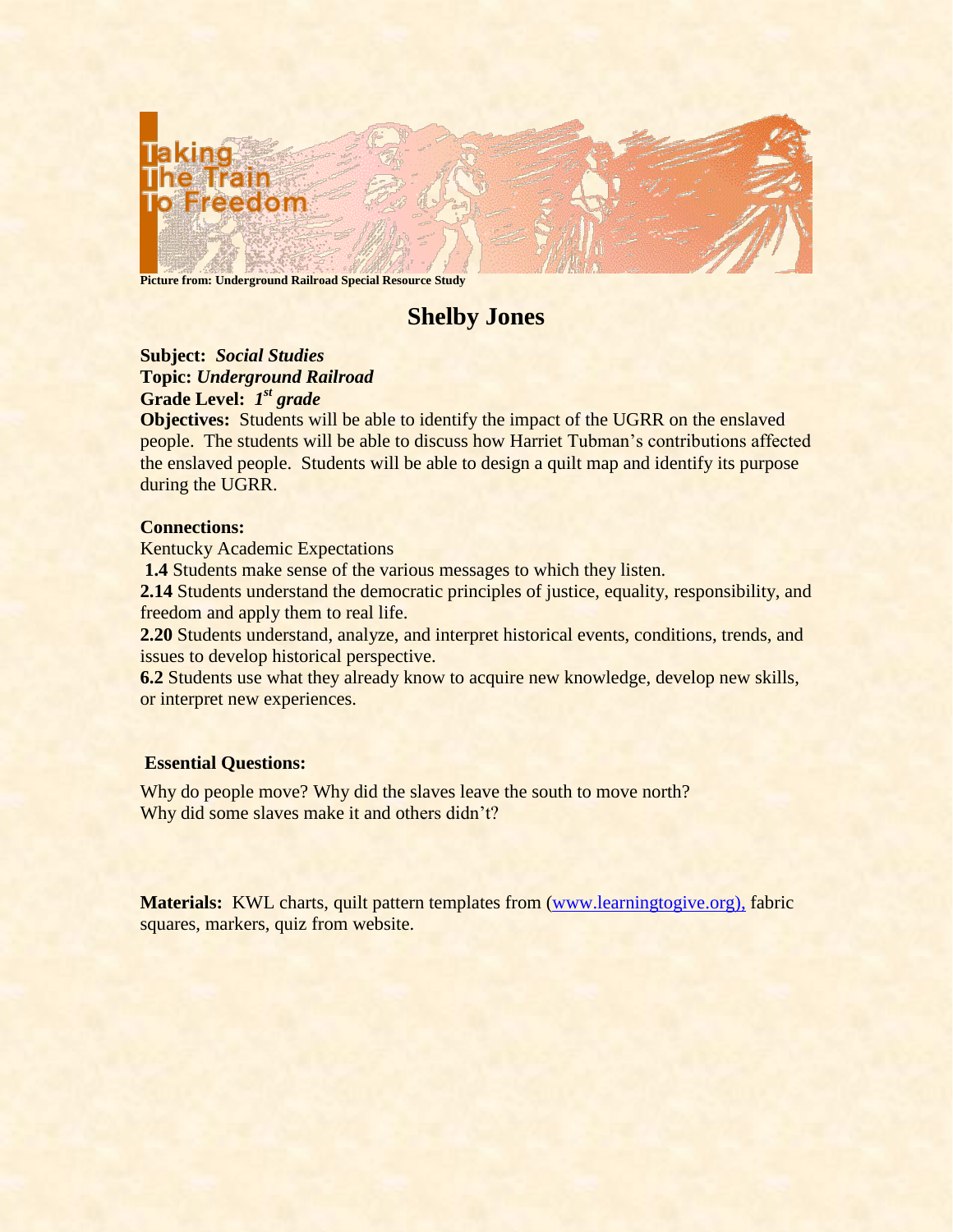Taking The Train To Freedom

**Picture from: Underground Railroad Special Resource Study**

# Shelby Jones

**Subject:** ***Social Studies***
**Topic:** ***Underground Railroad***
**Grade Level:** ***1st grade***
**Objectives:** Students will be able to identify the impact of the UGRR on the enslaved people. The students will be able to discuss how Harriet Tubman's contributions affected the enslaved people. Students will be able to design a quilt map and identify its purpose during the UGRR.

**Connections:**
Kentucky Academic Expectations
**1.4** Students make sense of the various messages to which they listen.
**2.14** Students understand the democratic principles of justice, equality, responsibility, and freedom and apply them to real life.
**2.20** Students understand, analyze, and interpret historical events, conditions, trends, and issues to develop historical perspective.
**6.2** Students use what they already know to acquire new knowledge, develop new skills, or interpret new experiences.

**Essential Questions:**

Why do people move? Why did the slaves leave the south to move north?
Why did some slaves make it and others didn't?

**Materials:** KWL charts, quilt pattern templates from (www.learningtogive.org), fabric squares, markers, quiz from website.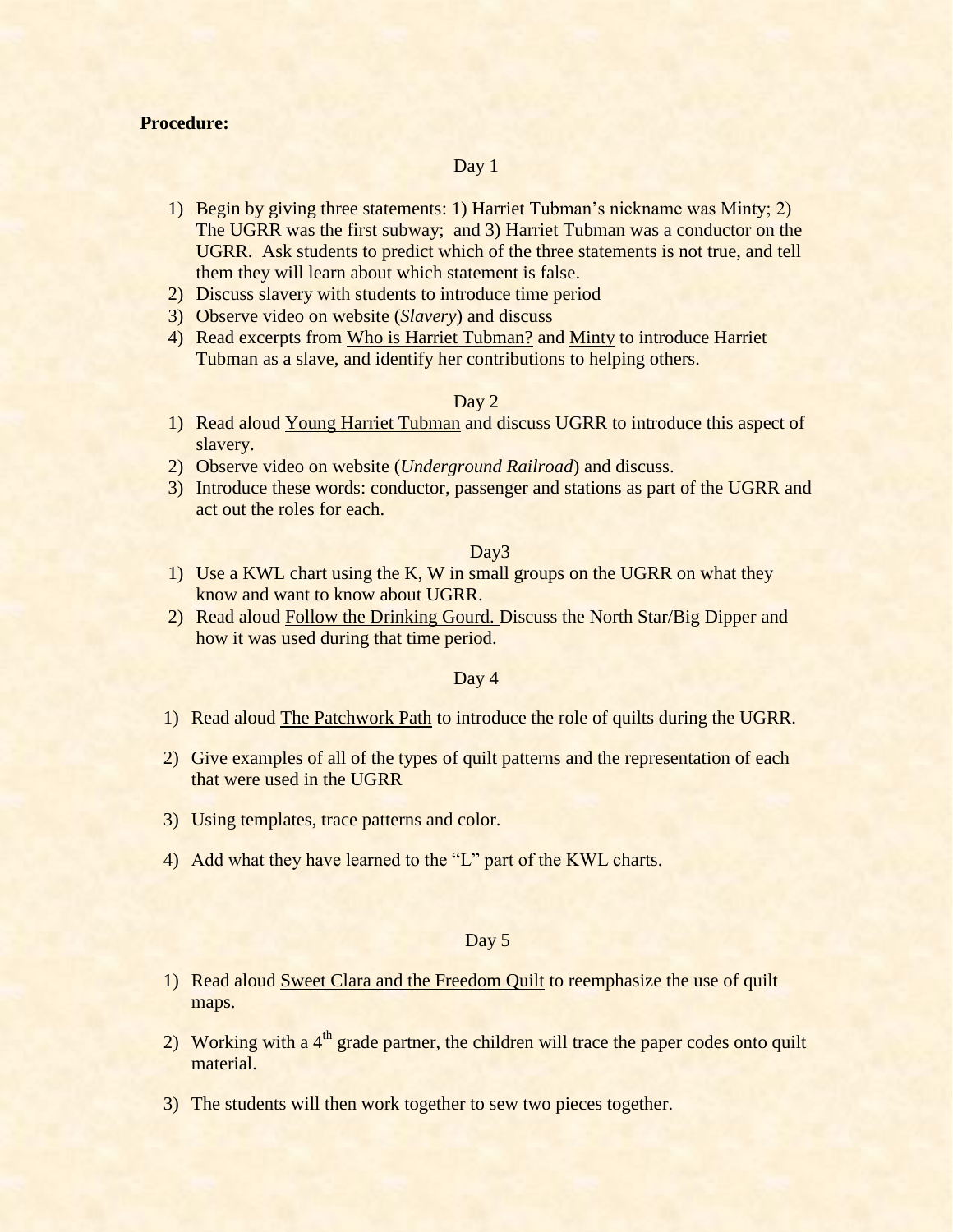**Procedure:**

Day 1

1) Begin by giving three statements: 1) Harriet Tubman's nickname was Minty; 2) The UGRR was the first subway; and 3) Harriet Tubman was a conductor on the UGRR. Ask students to predict which of the three statements is not true, and tell them they will learn about which statement is false.
2) Discuss slavery with students to introduce time period
3) Observe video on website (*Slavery*) and discuss
4) Read excerpts from Who is Harriet Tubman? and Minty to introduce Harriet Tubman as a slave, and identify her contributions to helping others.

Day 2

1) Read aloud Young Harriet Tubman and discuss UGRR to introduce this aspect of slavery.
2) Observe video on website (*Underground Railroad*) and discuss.
3) Introduce these words: conductor, passenger and stations as part of the UGRR and act out the roles for each.

Day3

1) Use a KWL chart using the K, W in small groups on the UGRR on what they know and want to know about UGRR.
2) Read aloud Follow the Drinking Gourd. Discuss the North Star/Big Dipper and how it was used during that time period.

Day 4

1) Read aloud The Patchwork Path to introduce the role of quilts during the UGRR.
2) Give examples of all of the types of quilt patterns and the representation of each that were used in the UGRR
3) Using templates, trace patterns and color.
4) Add what they have learned to the "L" part of the KWL charts.

Day 5

1) Read aloud Sweet Clara and the Freedom Quilt to reemphasize the use of quilt maps.
2) Working with a 4th grade partner, the children will trace the paper codes onto quilt material.
3) The students will then work together to sew two pieces together.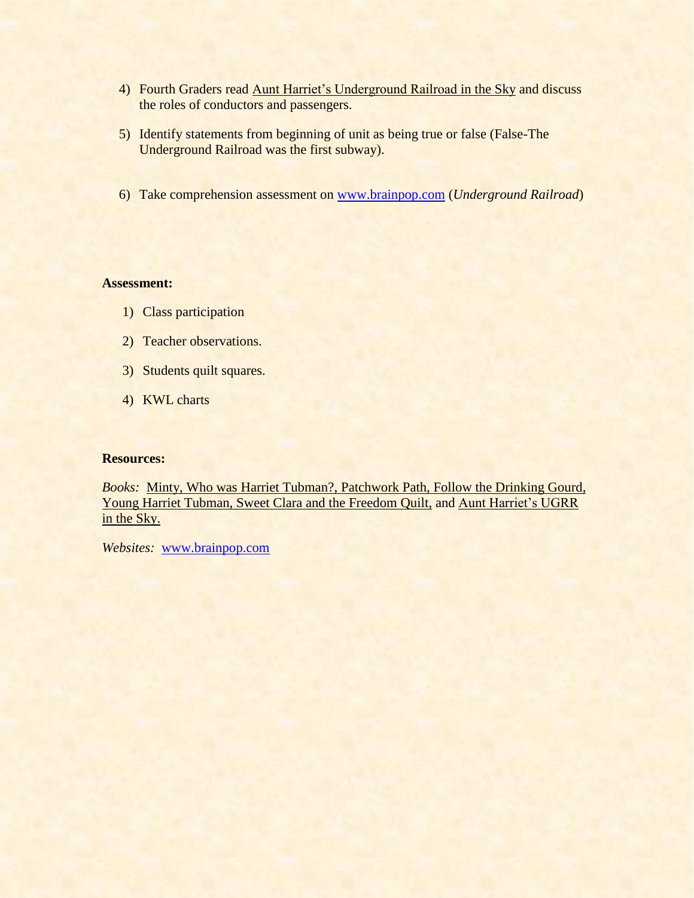4) Fourth Graders read Aunt Harriet's Underground Railroad in the Sky and discuss the roles of conductors and passengers.

5) Identify statements from beginning of unit as being true or false (False-The Underground Railroad was the first subway).

6) Take comprehension assessment on www.brainpop.com (*Underground Railroad*)

**Assessment:**

1) Class participation

2) Teacher observations.

3) Students quilt squares.

4) KWL charts

**Resources:**

*Books:* Minty, Who was Harriet Tubman?, Patchwork Path, Follow the Drinking Gourd, Young Harriet Tubman, Sweet Clara and the Freedom Quilt, and Aunt Harriet's UGRR in the Sky.

*Websites:* www.brainpop.com